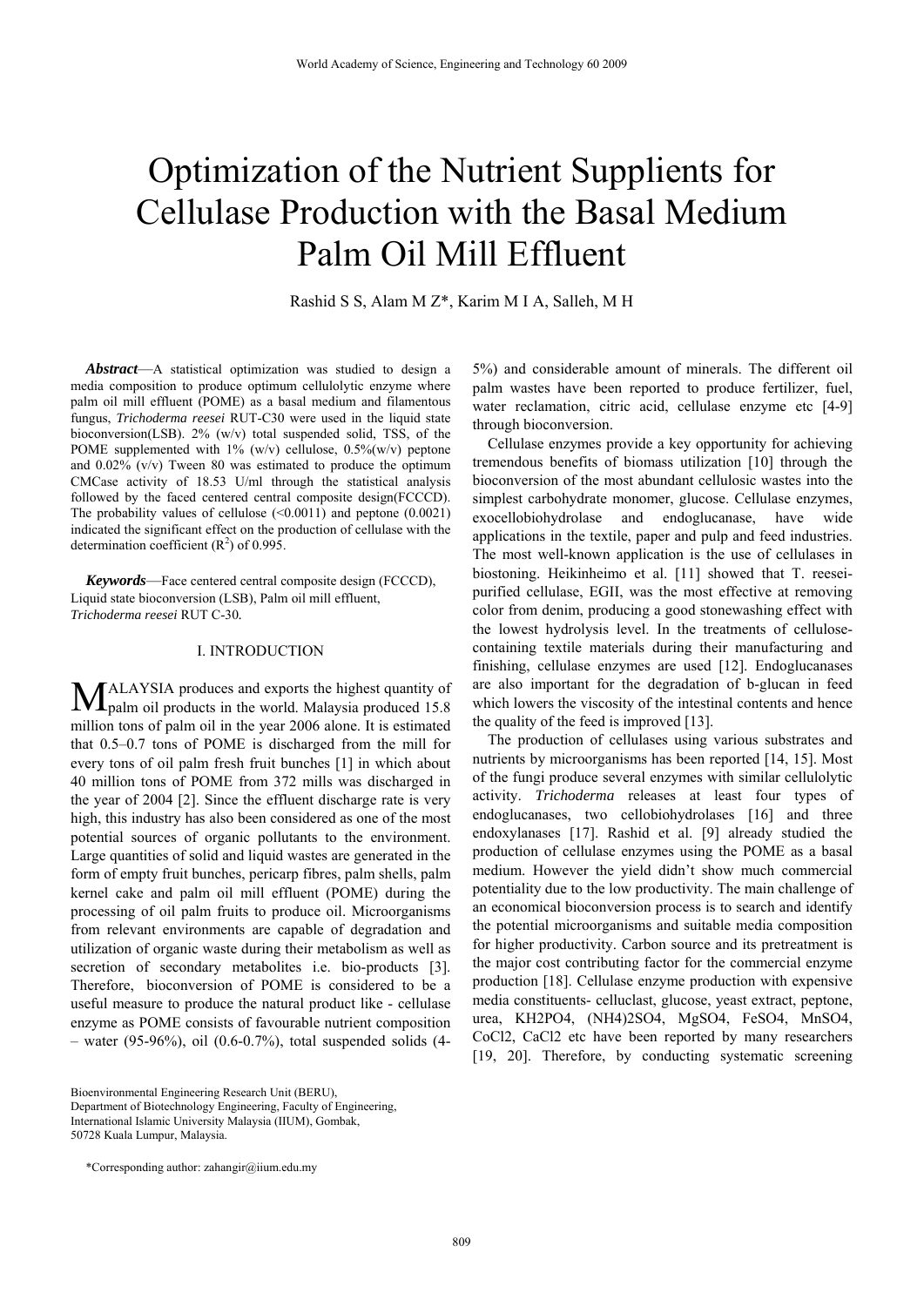# Optimization of the Nutrient Supplients for Cellulase Production with the Basal Medium Palm Oil Mill Effluent

Rashid S S, Alam M Z*, Karim M I A, Salleh, M H

***Abstract*****—**A statistical optimization was studied to design a media composition to produce optimum cellulolytic enzyme where palm oil mill effluent (POME) as a basal medium and filamentous fungus, *Trichoderma reesei* RUT-C30 were used in the liquid state bioconversion(LSB). 2% (w/v) total suspended solid, TSS, of the POME supplemented with 1% (w/v) cellulose, 0.5%(w/v) peptone and 0.02% (v/v) Tween 80 was estimated to produce the optimum CMCase activity of 18.53 U/ml through the statistical analysis followed by the faced centered central composite design(FCCCD). The probability values of cellulose (<0.0011) and peptone (0.0021) indicated the significant effect on the production of cellulase with the determination coefficient ($R^2$) of 0.995.

***Keywords*****—**Face centered central composite design (FCCCD), Liquid state bioconversion (LSB), Palm oil mill effluent, *Trichoderma reesei* RUT C-30.

## I. INTRODUCTION

MALAYSIA produces and exports the highest quantity of palm oil products in the world. Malaysia produced 15.8 million tons of palm oil in the year 2006 alone. It is estimated that 0.5–0.7 tons of POME is discharged from the mill for every tons of oil palm fresh fruit bunches [1] in which about 40 million tons of POME from 372 mills was discharged in the year of 2004 [2]. Since the effluent discharge rate is very high, this industry has also been considered as one of the most potential sources of organic pollutants to the environment. Large quantities of solid and liquid wastes are generated in the form of empty fruit bunches, pericarp fibres, palm shells, palm kernel cake and palm oil mill effluent (POME) during the processing of oil palm fruits to produce oil. Microorganisms from relevant environments are capable of degradation and utilization of organic waste during their metabolism as well as secretion of secondary metabolites i.e. bio-products [3]. Therefore, bioconversion of POME is considered to be a useful measure to produce the natural product like - cellulase enzyme as POME consists of favourable nutrient composition – water (95-96%), oil (0.6-0.7%), total suspended solids (4-5%) and considerable amount of minerals. The different oil palm wastes have been reported to produce fertilizer, fuel, water reclamation, citric acid, cellulase enzyme etc [4-9] through bioconversion.

Cellulase enzymes provide a key opportunity for achieving tremendous benefits of biomass utilization [10] through the bioconversion of the most abundant cellulosic wastes into the simplest carbohydrate monomer, glucose. Cellulase enzymes, exocellobiohydrolase and endoglucanase, have wide applications in the textile, paper and pulp and feed industries. The most well-known application is the use of cellulases in biostoning. Heikinheimo et al. [11] showed that T. reesei-purified cellulase, EGII, was the most effective at removing color from denim, producing a good stonewashing effect with the lowest hydrolysis level. In the treatments of cellulose-containing textile materials during their manufacturing and finishing, cellulase enzymes are used [12]. Endoglucanases are also important for the degradation of b-glucan in feed which lowers the viscosity of the intestinal contents and hence the quality of the feed is improved [13].

The production of cellulases using various substrates and nutrients by microorganisms has been reported [14, 15]. Most of the fungi produce several enzymes with similar cellulolytic activity. *Trichoderma* releases at least four types of endoglucanases, two cellobiohydrolases [16] and three endoxylanases [17]. Rashid et al. [9] already studied the production of cellulase enzymes using the POME as a basal medium. However the yield didn't show much commercial potentiality due to the low productivity. The main challenge of an economical bioconversion process is to search and identify the potential microorganisms and suitable media composition for higher productivity. Carbon source and its pretreatment is the major cost contributing factor for the commercial enzyme production [18]. Cellulase enzyme production with expensive media constituents- celluclast, glucose, yeast extract, peptone, urea, $KH_2PO_4$, $(NH_4)_2SO_4$, $MgSO_4$, $FeSO_4$, $MnSO_4$, $CoCl_2$, $CaCl_2$ etc have been reported by many researchers [19, 20]. Therefore, by conducting systematic screening

Bioenvironmental Engineering Research Unit (BERU),
Department of Biotechnology Engineering, Faculty of Engineering,
International Islamic University Malaysia (IIUM), Gombak,
50728 Kuala Lumpur, Malaysia.

*Corresponding author: zahangir@iium.edu.my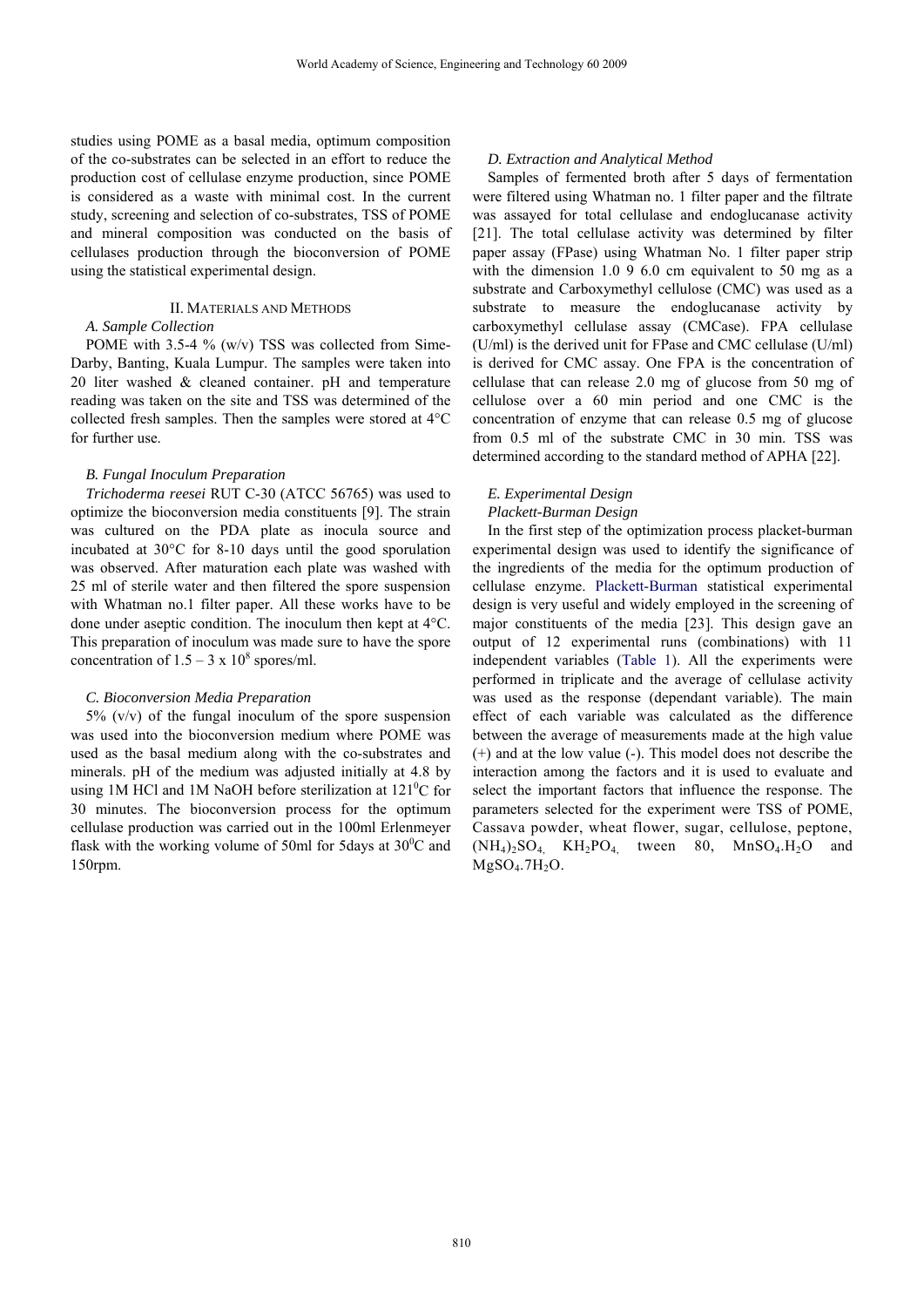studies using POME as a basal media, optimum composition of the co-substrates can be selected in an effort to reduce the production cost of cellulase enzyme production, since POME is considered as a waste with minimal cost. In the current study, screening and selection of co-substrates, TSS of POME and mineral composition was conducted on the basis of cellulases production through the bioconversion of POME using the statistical experimental design.

## II. Materials and Methods

### A. Sample Collection

POME with 3.5-4 % (w/v) TSS was collected from Sime-Darby, Banting, Kuala Lumpur. The samples were taken into 20 liter washed & cleaned container. pH and temperature reading was taken on the site and TSS was determined of the collected fresh samples. Then the samples were stored at 4°C for further use.

### B. Fungal Inoculum Preparation

*Trichoderma reesei* RUT C-30 (ATCC 56765) was used to optimize the bioconversion media constituents [9]. The strain was cultured on the PDA plate as inocula source and incubated at 30°C for 8-10 days until the good sporulation was observed. After maturation each plate was washed with 25 ml of sterile water and then filtered the spore suspension with Whatman no.1 filter paper. All these works have to be done under aseptic condition. The inoculum then kept at 4°C. This preparation of inoculum was made sure to have the spore concentration of $1.5 – 3 \times 10^8$ spores/ml.

### C. Bioconversion Media Preparation

5% (v/v) of the fungal inoculum of the spore suspension was used into the bioconversion medium where POME was used as the basal medium along with the co-substrates and minerals. pH of the medium was adjusted initially at 4.8 by using 1M HCl and 1M NaOH before sterilization at $121^0$C for 30 minutes. The bioconversion process for the optimum cellulase production was carried out in the 100ml Erlenmeyer flask with the working volume of 50ml for 5days at $30^0$C and 150rpm.

### D. Extraction and Analytical Method

Samples of fermented broth after 5 days of fermentation were filtered using Whatman no. 1 filter paper and the filtrate was assayed for total cellulase and endoglucanase activity [21]. The total cellulase activity was determined by filter paper assay (FPase) using Whatman No. 1 filter paper strip with the dimension 1.0 9 6.0 cm equivalent to 50 mg as a substrate and Carboxymethyl cellulose (CMC) was used as a substrate to measure the endoglucanase activity by carboxymethyl cellulase assay (CMCase). FPA cellulase (U/ml) is the derived unit for FPase and CMC cellulase (U/ml) is derived for CMC assay. One FPA is the concentration of cellulase that can release 2.0 mg of glucose from 50 mg of cellulose over a 60 min period and one CMC is the concentration of enzyme that can release 0.5 mg of glucose from 0.5 ml of the substrate CMC in 30 min. TSS was determined according to the standard method of APHA [22].

### E. Experimental Design

*Plackett-Burman Design*

In the first step of the optimization process placket-burman experimental design was used to identify the significance of the ingredients of the media for the optimum production of cellulase enzyme. Plackett-Burman statistical experimental design is very useful and widely employed in the screening of major constituents of the media [23]. This design gave an output of 12 experimental runs (combinations) with 11 independent variables (Table 1). All the experiments were performed in triplicate and the average of cellulase activity was used as the response (dependant variable). The main effect of each variable was calculated as the difference between the average of measurements made at the high value (+) and at the low value (-). This model does not describe the interaction among the factors and it is used to evaluate and select the important factors that influence the response. The parameters selected for the experiment were TSS of POME, Cassava powder, wheat flower, sugar, cellulose, peptone, $(NH_4)_2SO_4$, $KH_2PO_4$, tween 80, $MnSO_4.H_2O$ and $MgSO_4.7H_2O$.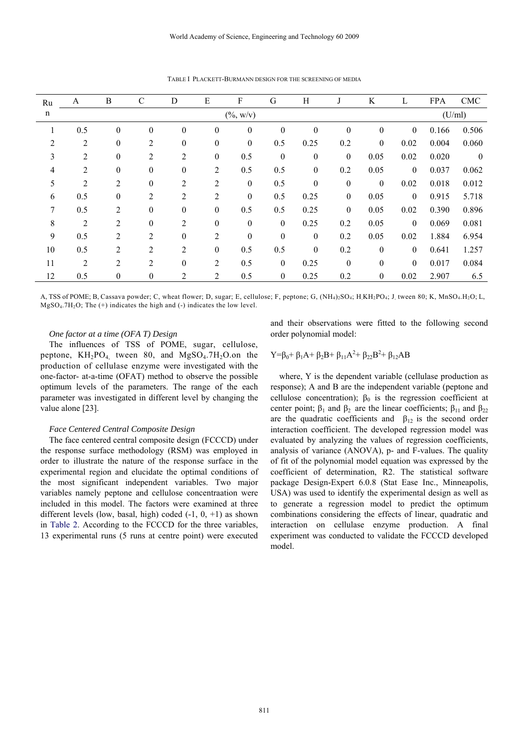TABLE I PLACKETT-BURMANN DESIGN FOR THE SCREENING OF MEDIA

| Run | A | B | C | D | E | F | G | H | J | K | L | FPA | CMC |
|---|---|---|---|---|---|---|---|---|---|---|---|---|---|
| | (%, w/v) | | | | | | | | | | | (U/ml) | |
| 1 | 0.5 | 0 | 0 | 0 | 0 | 0 | 0 | 0 | 0 | 0 | 0 | 0.166 | 0.506 |
| 2 | 2 | 0 | 2 | 0 | 0 | 0 | 0.5 | 0.25 | 0.2 | 0 | 0.02 | 0.004 | 0.060 |
| 3 | 2 | 0 | 2 | 2 | 0 | 0.5 | 0 | 0 | 0 | 0.05 | 0.02 | 0.020 | 0 |
| 4 | 2 | 0 | 0 | 0 | 2 | 0.5 | 0.5 | 0 | 0.2 | 0.05 | 0 | 0.037 | 0.062 |
| 5 | 2 | 2 | 0 | 2 | 2 | 0 | 0.5 | 0 | 0 | 0 | 0.02 | 0.018 | 0.012 |
| 6 | 0.5 | 0 | 2 | 2 | 2 | 0 | 0.5 | 0.25 | 0 | 0.05 | 0 | 0.915 | 5.718 |
| 7 | 0.5 | 2 | 0 | 0 | 0 | 0.5 | 0.5 | 0.25 | 0 | 0.05 | 0.02 | 0.390 | 0.896 |
| 8 | 2 | 2 | 0 | 2 | 0 | 0 | 0 | 0.25 | 0.2 | 0.05 | 0 | 0.069 | 0.081 |
| 9 | 0.5 | 2 | 2 | 0 | 2 | 0 | 0 | 0 | 0.2 | 0.05 | 0.02 | 1.884 | 6.954 |
| 10 | 0.5 | 2 | 2 | 2 | 0 | 0.5 | 0.5 | 0 | 0.2 | 0 | 0 | 0.641 | 1.257 |
| 11 | 2 | 2 | 2 | 0 | 2 | 0.5 | 0 | 0.25 | 0 | 0 | 0 | 0.017 | 0.084 |
| 12 | 0.5 | 0 | 0 | 2 | 2 | 0.5 | 0 | 0.25 | 0.2 | 0 | 0.02 | 2.907 | 6.5 |

A, TSS of POME; B, Cassava powder; C, wheat flower; D, sugar; E, cellulose; F, peptone; G, $(NH_4)_2SO_4$; H, $KH_2PO_4$; J, tween 80; K, $MnSO_4.H_2O$; L, $MgSO_4.7H_2O$; The (+) indicates the high and (-) indicates the low level.

*One factor at a time (OFA T) Design*

The influences of TSS of POME, sugar, cellulose, peptone, $KH_2PO_4$, tween 80, and $MgSO_4.7H_2O$.on the production of cellulase enzyme were investigated with the one-factor- at-a-time (OFAT) method to observe the possible optimum levels of the parameters. The range of the each parameter was investigated in different level by changing the value alone [23].

*Face Centered Central Composite Design*

The face centered central composite design (FCCCD) under the response surface methodology (RSM) was employed in order to illustrate the nature of the response surface in the experimental region and elucidate the optimal conditions of the most significant independent variables. Two major variables namely peptone and cellulose concentraation were included in this model. The factors were examined at three different levels (low, basal, high) coded (-1, 0, +1) as shown in Table 2. According to the FCCCD for the three variables, 13 experimental runs (5 runs at centre point) were executed and their observations were fitted to the following second order polynomial model:

$$Y=\beta_0+ \beta_1A+ \beta_2B+ \beta_{11}A^2+ \beta_{22}B^2+ \beta_{12}AB$$

where, Y is the dependent variable (cellulase production as response); A and B are the independent variable (peptone and cellulose concentration); $\beta_0$ is the regression coefficient at center point; $\beta_1$ and $\beta_2$ are the linear coefficients; $\beta_{11}$ and $\beta_{22}$ are the quadratic coefficients and $\beta_{12}$ is the second order interaction coefficient. The developed regression model was evaluated by analyzing the values of regression coefficients, analysis of variance (ANOVA), p- and F-values. The quality of fit of the polynomial model equation was expressed by the coefficient of determination, R2. The statistical software package Design-Expert 6.0.8 (Stat Ease Inc., Minneapolis, USA) was used to identify the experimental design as well as to generate a regression model to predict the optimum combinations considering the effects of linear, quadratic and interaction on cellulase enzyme production. A final experiment was conducted to validate the FCCCD developed model.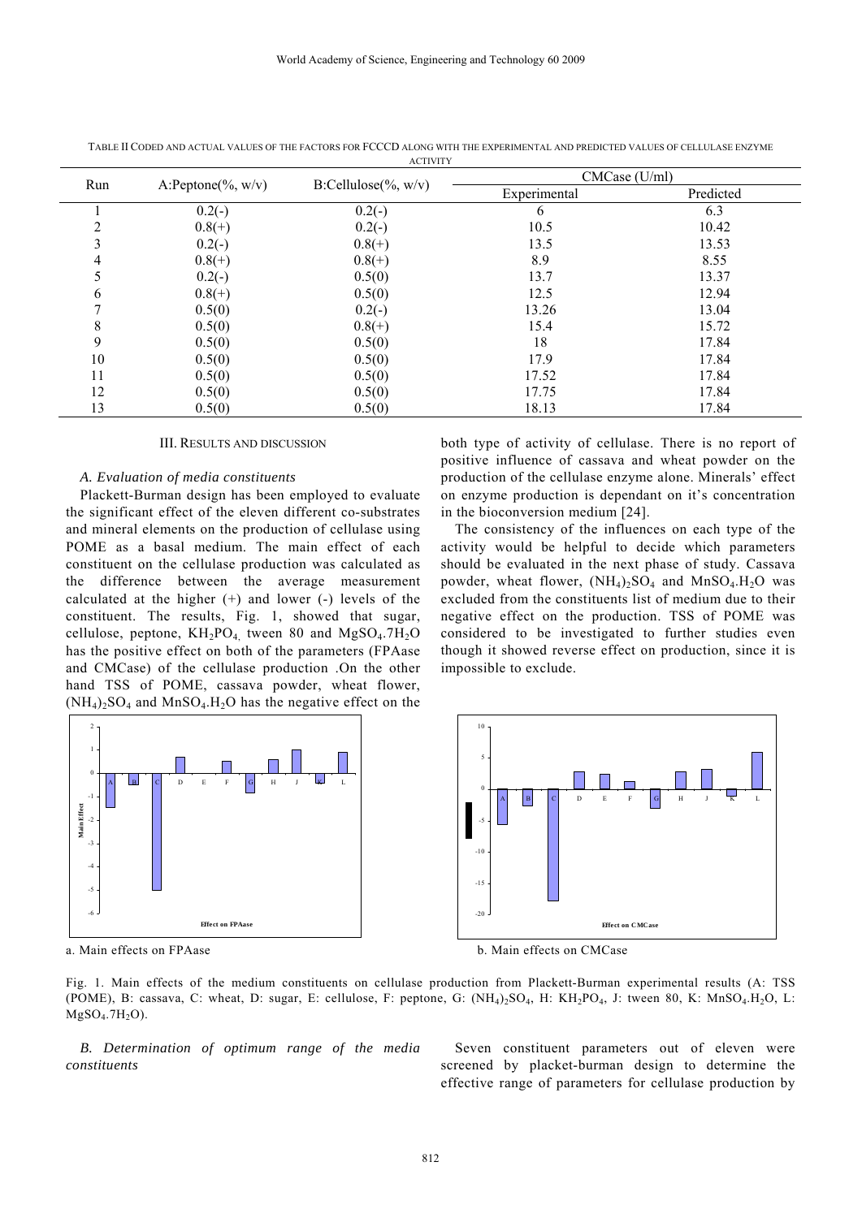TABLE II CODED AND ACTUAL VALUES OF THE FACTORS FOR FCCCD ALONG WITH THE EXPERIMENTAL AND PREDICTED VALUES OF CELLULASE ENZYME ACTIVITY

| Run | A:Peptone(%, w/v) | B:Cellulose(%, w/v) | CMCase (U/ml) | |
|---|---|---|---|---|
| | | | Experimental | Predicted |
| 1 | 0.2(-) | 0.2(-) | 6 | 6.3 |
| 2 | 0.8(+) | 0.2(-) | 10.5 | 10.42 |
| 3 | 0.2(-) | 0.8(+) | 13.5 | 13.53 |
| 4 | 0.8(+) | 0.8(+) | 8.9 | 8.55 |
| 5 | 0.2(-) | 0.5(0) | 13.7 | 13.37 |
| 6 | 0.8(+) | 0.5(0) | 12.5 | 12.94 |
| 7 | 0.5(0) | 0.2(-) | 13.26 | 13.04 |
| 8 | 0.5(0) | 0.8(+) | 15.4 | 15.72 |
| 9 | 0.5(0) | 0.5(0) | 18 | 17.84 |
| 10 | 0.5(0) | 0.5(0) | 17.9 | 17.84 |
| 11 | 0.5(0) | 0.5(0) | 17.52 | 17.84 |
| 12 | 0.5(0) | 0.5(0) | 17.75 | 17.84 |
| 13 | 0.5(0) | 0.5(0) | 18.13 | 17.84 |

## III. RESULTS AND DISCUSSION

### *A. Evaluation of media constituents*

Plackett-Burman design has been employed to evaluate the significant effect of the eleven different co-substrates and mineral elements on the production of cellulase using POME as a basal medium. The main effect of each constituent on the cellulase production was calculated as the difference between the average measurement calculated at the higher (+) and lower (-) levels of the constituent. The results, Fig. 1, showed that sugar, cellulose, peptone, $KH_2PO_4$, tween 80 and $MgSO_4.7H_2O$ has the positive effect on both of the parameters (FPAase and CMCase) of the cellulase production .On the other hand TSS of POME, cassava powder, wheat flower, $(NH_4)_2SO_4$ and $MnSO_4.H_2O$ has the negative effect on the both type of activity of cellulase. There is no report of positive influence of cassava and wheat powder on the production of the cellulase enzyme alone. Minerals' effect on enzyme production is dependant on it's concentration in the bioconversion medium [24].

The consistency of the influences on each type of the activity would be helpful to decide which parameters should be evaluated in the next phase of study. Cassava powder, wheat flower, $(NH_4)_2SO_4$ and $MnSO_4.H_2O$ was excluded from the constituents list of medium due to their negative effect on the production. TSS of POME was considered to be investigated to further studies even though it showed reverse effect on production, since it is impossible to exclude.

a. Main effects on FPAase

b. Main effects on CMCase

Fig. 1. Main effects of the medium constituents on cellulase production from Plackett-Burman experimental results (A: TSS (POME), B: cassava, C: wheat, D: sugar, E: cellulose, F: peptone, G: $(NH_4)_2SO_4$, H: $KH_2PO_4$, J: tween 80, K: $MnSO_4.H_2O$, L: $MgSO_4.7H_2O$).

### *B. Determination of optimum range of the media constituents*

Seven constituent parameters out of eleven were screened by placket-burman design to determine the effective range of parameters for cellulase production by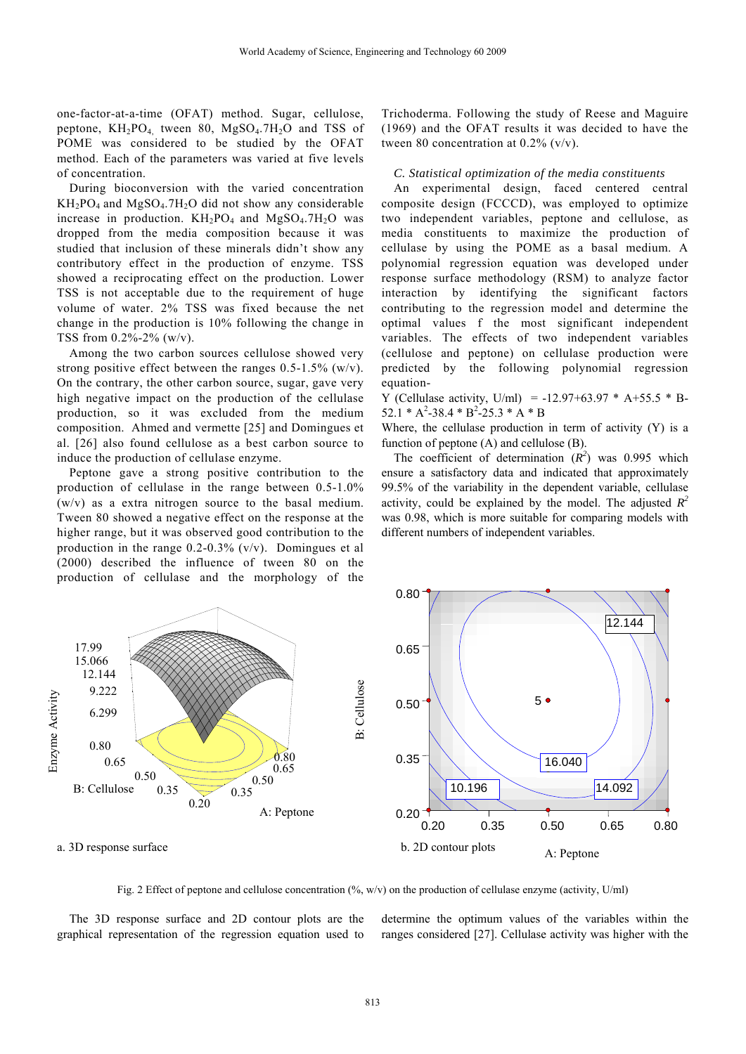one-factor-at-a-time (OFAT) method. Sugar, cellulose, peptone, $KH_2PO_4$, tween 80, $MgSO_4.7H_2O$ and TSS of POME was considered to be studied by the OFAT method. Each of the parameters was varied at five levels of concentration.

During bioconversion with the varied concentration $KH_2PO_4$ and $MgSO_4.7H_2O$ did not show any considerable increase in production. $KH_2PO_4$ and $MgSO_4.7H_2O$ was dropped from the media composition because it was studied that inclusion of these minerals didn't show any contributory effect in the production of enzyme. TSS showed a reciprocating effect on the production. Lower TSS is not acceptable due to the requirement of huge volume of water. 2% TSS was fixed because the net change in the production is 10% following the change in TSS from 0.2%-2% (w/v).

Among the two carbon sources cellulose showed very strong positive effect between the ranges 0.5-1.5% (w/v). On the contrary, the other carbon source, sugar, gave very high negative impact on the production of the cellulase production, so it was excluded from the medium composition. Ahmed and vermette [25] and Domingues et al. [26] also found cellulose as a best carbon source to induce the production of cellulase enzyme.

Peptone gave a strong positive contribution to the production of cellulase in the range between 0.5-1.0% (w/v) as a extra nitrogen source to the basal medium. Tween 80 showed a negative effect on the response at the higher range, but it was observed good contribution to the production in the range 0.2-0.3% (v/v). Domingues et al (2000) described the influence of tween 80 on the production of cellulase and the morphology of the Trichoderma. Following the study of Reese and Maguire (1969) and the OFAT results it was decided to have the tween 80 concentration at 0.2% (v/v).

### *C. Statistical optimization of the media constituents*

An experimental design, faced centered central composite design (FCCCD), was employed to optimize two independent variables, peptone and cellulose, as media constituents to maximize the production of cellulase by using the POME as a basal medium. A polynomial regression equation was developed under response surface methodology (RSM) to analyze factor interaction by identifying the significant factors contributing to the regression model and determine the optimal values f the most significant independent variables. The effects of two independent variables (cellulose and peptone) on cellulase production were predicted by the following polynomial regression equation-

$$Y \text{ (Cellulase activity, U/ml)} = -12.97+63.97 * A+55.5 * B-52.1 * A^2-38.4 * B^2-25.3 * A * B$$

Where, the cellulase production in term of activity (Y) is a function of peptone (A) and cellulose (B).

The coefficient of determination ($R^2$) was 0.995 which ensure a satisfactory data and indicated that approximately 99.5% of the variability in the dependent variable, cellulase activity, could be explained by the model. The adjusted $R^2$ was 0.98, which is more suitable for comparing models with different numbers of independent variables.

a. 3D response surface

b. 2D contour plots

Fig. 2 Effect of peptone and cellulose concentration (%, w/v) on the production of cellulase enzyme (activity, U/ml)

The 3D response surface and 2D contour plots are the graphical representation of the regression equation used to determine the optimum values of the variables within the ranges considered [27]. Cellulase activity was higher with the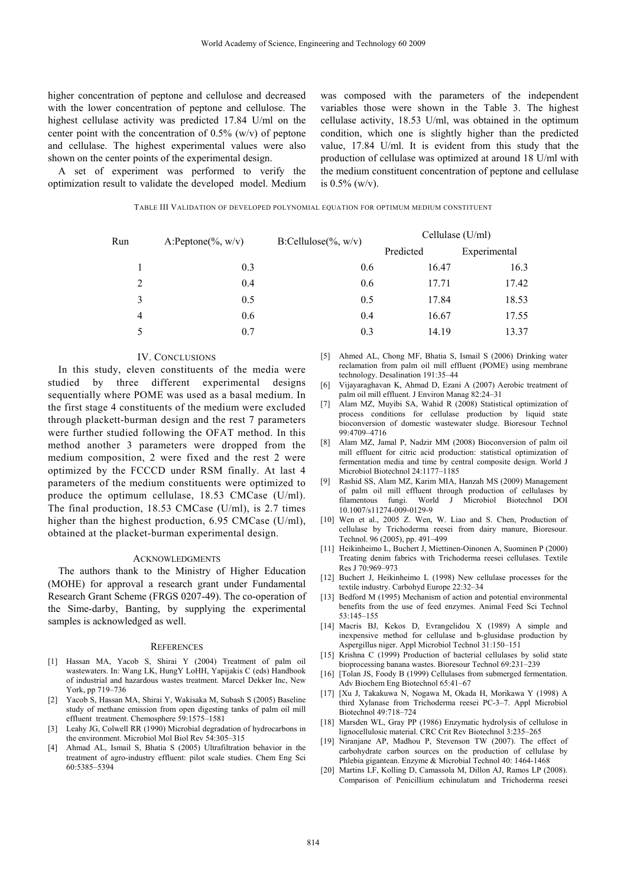higher concentration of peptone and cellulose and decreased with the lower concentration of peptone and cellulose. The highest cellulase activity was predicted 17.84 U/ml on the center point with the concentration of 0.5% (w/v) of peptone and cellulase. The highest experimental values were also shown on the center points of the experimental design.

A set of experiment was performed to verify the optimization result to validate the developed model. Medium was composed with the parameters of the independent variables those were shown in the Table 3. The highest cellulase activity, 18.53 U/ml, was obtained in the optimum condition, which one is slightly higher than the predicted value, 17.84 U/ml. It is evident from this study that the production of cellulase was optimized at around 18 U/ml with the medium constituent concentration of peptone and cellulase is 0.5% (w/v).

TABLE III VALIDATION OF DEVELOPED POLYNOMIAL EQUATION FOR OPTIMUM MEDIUM CONSTITUENT

| Run | A:Peptone(%, w/v) | B:Cellulose(%, w/v) | Cellulase (U/ml) | |
|---|---|---|---|---|
| | | | Predicted | Experimental |
| 1 | 0.3 | 0.6 | 16.47 | 16.3 |
| 2 | 0.4 | 0.6 | 17.71 | 17.42 |
| 3 | 0.5 | 0.5 | 17.84 | 18.53 |
| 4 | 0.6 | 0.4 | 16.67 | 17.55 |
| 5 | 0.7 | 0.3 | 14.19 | 13.37 |

## IV. CONCLUSIONS

In this study, eleven constituents of the media were studied by three different experimental designs sequentially where POME was used as a basal medium. In the first stage 4 constituents of the medium were excluded through plackett-burman design and the rest 7 parameters were further studied following the OFAT method. In this method another 3 parameters were dropped from the medium composition, 2 were fixed and the rest 2 were optimized by the FCCCD under RSM finally. At last 4 parameters of the medium constituents were optimized to produce the optimum cellulase, 18.53 CMCase (U/ml). The final production, 18.53 CMCase (U/ml), is 2.7 times higher than the highest production, 6.95 CMCase (U/ml), obtained at the placket-burman experimental design.

## ACKNOWLEDGMENTS

The authors thank to the Ministry of Higher Education (MOHE) for approval a research grant under Fundamental Research Grant Scheme (FRGS 0207-49). The co-operation of the Sime-darby, Banting, by supplying the experimental samples is acknowledged as well.

## REFERENCES

[1] Hassan MA, Yacob S, Shirai Y (2004) Treatment of palm oil wastewaters. In: Wang LK, HungY LoHH, Yapijakis C (eds) Handbook of industrial and hazardous wastes treatment. Marcel Dekker Inc, New York, pp 719–736

[2] Yacob S, Hassan MA, Shirai Y, Wakisaka M, Subash S (2005) Baseline study of methane emission from open digesting tanks of palm oil mill effluent treatment. Chemosphere 59:1575–1581

[3] Leahy JG, Colwell RR (1990) Microbial degradation of hydrocarbons in the environment. Microbiol Mol Biol Rev 54:305–315

[4] Ahmad AL, Ismail S, Bhatia S (2005) Ultrafiltration behavior in the treatment of agro-industry effluent: pilot scale studies. Chem Eng Sci 60:5385–5394

[5] Ahmed AL, Chong MF, Bhatia S, Ismail S (2006) Drinking water reclamation from palm oil mill effluent (POME) using membrane technology. Desalination 191:35–44

[6] Vijayaraghavan K, Ahmad D, Ezani A (2007) Aerobic treatment of palm oil mill effluent. J Environ Manag 82:24–31

[7] Alam MZ, Muyibi SA, Wahid R (2008) Statistical optimization of process conditions for cellulase production by liquid state bioconversion of domestic wastewater sludge. Bioresour Technol 99:4709–4716

[8] Alam MZ, Jamal P, Nadzir MM (2008) Bioconversion of palm oil mill effluent for citric acid production: statistical optimization of fermentation media and time by central composite design. World J Microbiol Biotechnol 24:1177–1185

[9] Rashid SS, Alam MZ, Karim MIA, Hanzah MS (2009) Management of palm oil mill effluent through production of cellulases by filamentous fungi. World J Microbiol Biotechnol DOI 10.1007/s11274-009-0129-9

[10] Wen et al., 2005 Z. Wen, W. Liao and S. Chen, Production of cellulase by Trichoderma reesei from dairy manure, Bioresour. Technol. 96 (2005), pp. 491–499

[11] Heikinheimo L, Buchert J, Miettinen-Oinonen A, Suominen P (2000) Treating denim fabrics with Trichoderma reesei cellulases. Textile Res J 70:969–973

[12] Buchert J, Heikinheimo L (1998) New cellulase processes for the textile industry. Carbohyd Europe 22:32–34

[13] Bedford M (1995) Mechanism of action and potential environmental benefits from the use of feed enzymes. Animal Feed Sci Technol 53:145–155

[14] Macris BJ, Kekos D, Evrangelidou X (1989) A simple and inexpensive method for cellulase and b-glusidase production by Aspergillus niger. Appl Microbiol Technol 31:150–151

[15] Krishna C (1999) Production of bacterial cellulases by solid state bioprocessing banana wastes. Bioresour Technol 69:231–239

[16] [Tolan JS, Foody B (1999) Cellulases from submerged fermentation. Adv Biochem Eng Biotechnol 65:41–67

[17] [Xu J, Takakuwa N, Nogawa M, Okada H, Morikawa Y (1998) A third Xylanase from Trichoderma reesei PC-3–7. Appl Microbiol Biotechnol 49:718–724

[18] Marsden WL, Gray PP (1986) Enzymatic hydrolysis of cellulose in lignocellulosic material. CRC Crit Rev Biotechnol 3:235–265

[19] Niranjane AP, Madhou P, Stevenson TW (2007). The effect of carbohydrate carbon sources on the production of cellulase by Phlebia gigantean. Enzyme & Microbial Technol 40: 1464-1468

[20] Martins LF, Kolling D, Camassola M, Dillon AJ, Ramos LP (2008). Comparison of Penicillium echinulatum and Trichoderma reesei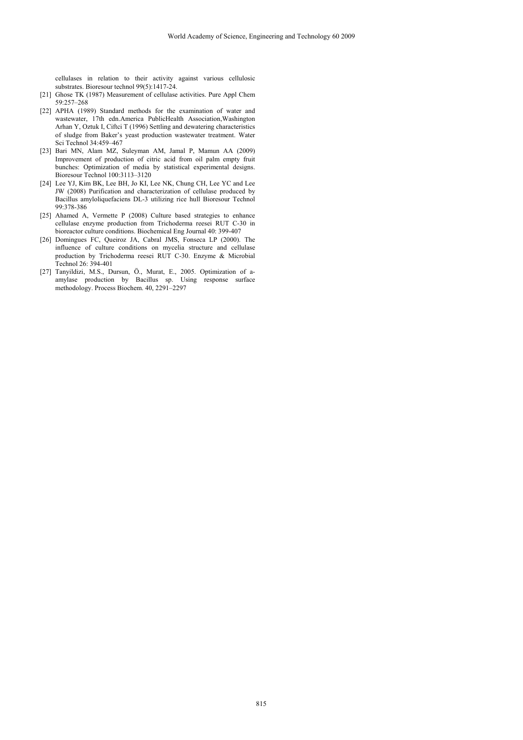cellulases in relation to their activity against various cellulosic substrates. Bioresour technol 99(5):1417-24.

[21] Ghose TK (1987) Measurement of cellulase activities. Pure Appl Chem 59:257–268

[22] APHA (1989) Standard methods for the examination of water and wastewater, 17th edn.America PublicHealth Association,Washington Arhan Y, Oztuk I, Ciftci T (1996) Settling and dewatering characteristics of sludge from Baker's yeast production wastewater treatment. Water Sci Technol 34:459–467

[23] Bari MN, Alam MZ, Suleyman AM, Jamal P, Mamun AA (2009) Improvement of production of citric acid from oil palm empty fruit bunches: Optimization of media by statistical experimental designs. Bioresour Technol 100:3113–3120

[24] Lee YJ, Kim BK, Lee BH, Jo KI, Lee NK, Chung CH, Lee YC and Lee JW (2008) Purification and characterization of cellulase produced by Bacillus amyloliquefaciens DL-3 utilizing rice hull Bioresour Technol 99:378-386

[25] Ahamed A, Vermette P (2008) Culture based strategies to enhance cellulase enzyme production from Trichoderma reesei RUT C-30 in bioreactor culture conditions. Biochemical Eng Journal 40: 399-407

[26] Domingues FC, Queiroz JA, Cabral JMS, Fonseca LP (2000). The influence of culture conditions on mycelia structure and cellulase production by Trichoderma reesei RUT C-30. Enzyme & Microbial Technol 26: 394-401

[27] Tanyildizi, M.S., Dursun, Ö., Murat, E., 2005. Optimization of a-amylase production by Bacillus sp. Using response surface methodology. Process Biochem. 40, 2291–2297